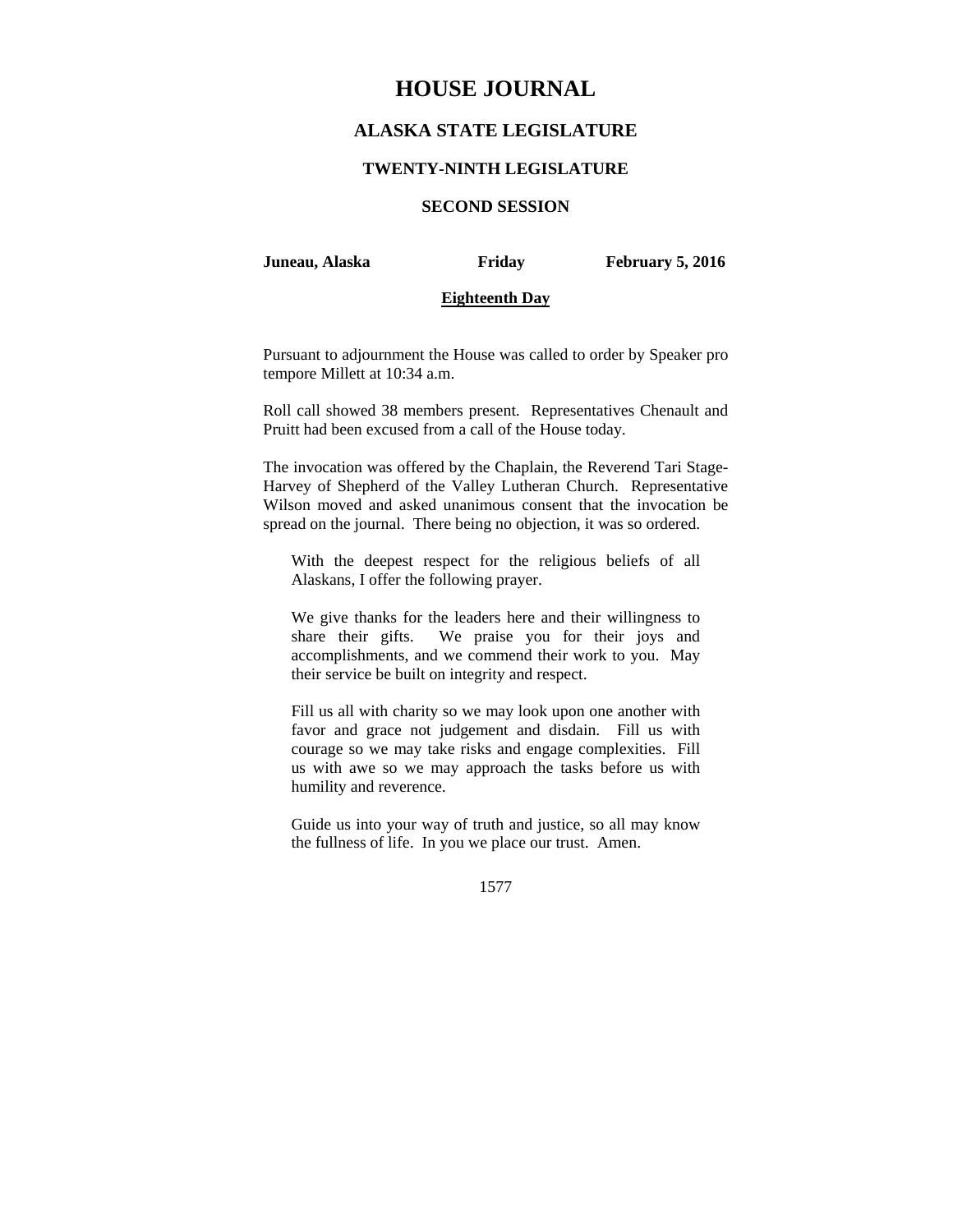# HOUSE JOURNAL

## ALASKA STATE LEGISLATURE

### TWENTY-NINTH LEGISLATURE

### SECOND SESSION

**Juneau, Alaska** **Friday** **February 5, 2016**

**Eighteenth Day**

Pursuant to adjournment the House was called to order by Speaker pro tempore Millett at 10:34 a.m.

Roll call showed 38 members present. Representatives Chenault and Pruitt had been excused from a call of the House today.

The invocation was offered by the Chaplain, the Reverend Tari Stage-Harvey of Shepherd of the Valley Lutheran Church. Representative Wilson moved and asked unanimous consent that the invocation be spread on the journal. There being no objection, it was so ordered.

> With the deepest respect for the religious beliefs of all Alaskans, I offer the following prayer.
>
> We give thanks for the leaders here and their willingness to share their gifts. We praise you for their joys and accomplishments, and we commend their work to you. May their service be built on integrity and respect.
>
> Fill us all with charity so we may look upon one another with favor and grace not judgement and disdain. Fill us with courage so we may take risks and engage complexities. Fill us with awe so we may approach the tasks before us with humility and reverence.
>
> Guide us into your way of truth and justice, so all may know the fullness of life. In you we place our trust. Amen.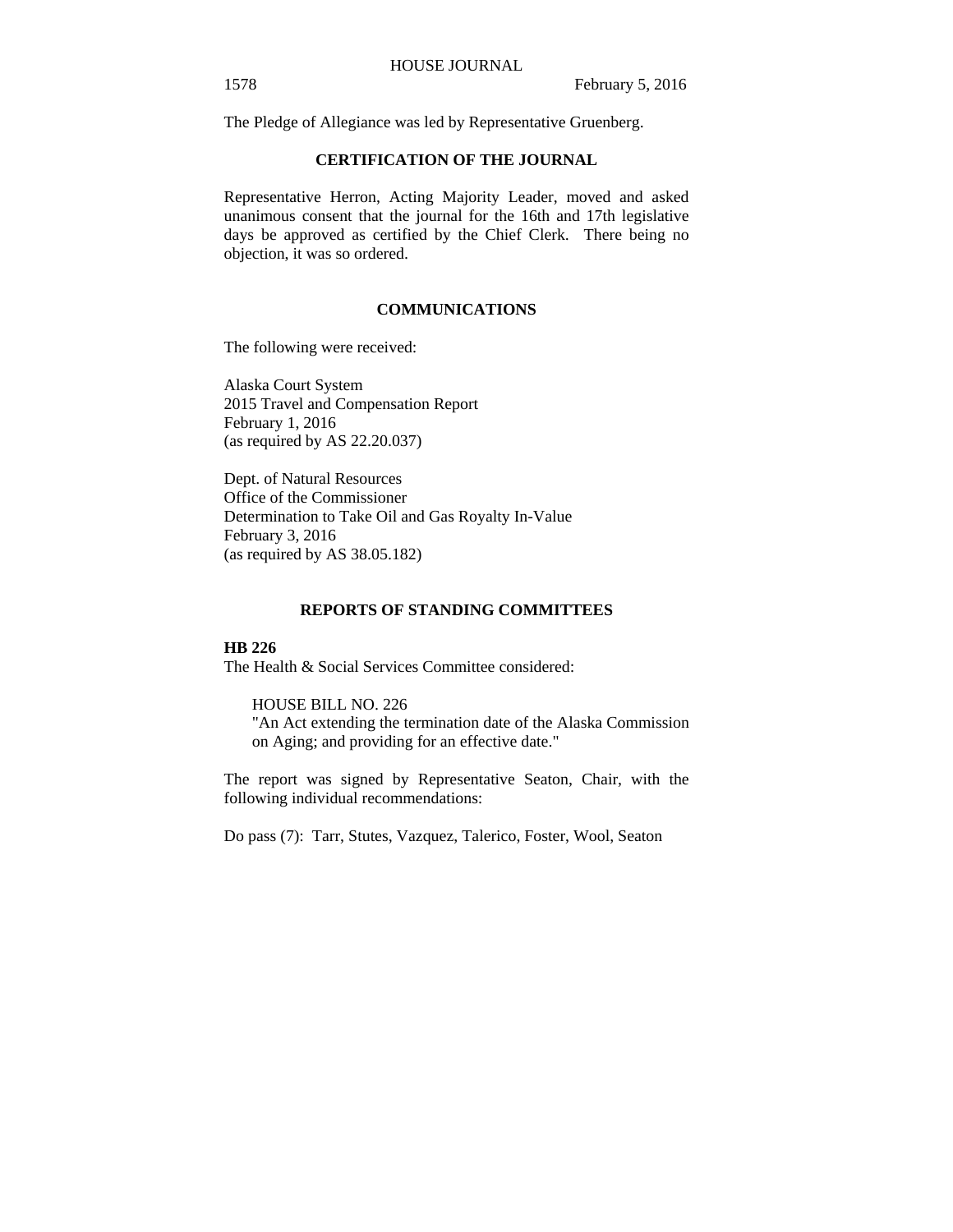The Pledge of Allegiance was led by Representative Gruenberg.

## CERTIFICATION OF THE JOURNAL

Representative Herron, Acting Majority Leader, moved and asked unanimous consent that the journal for the 16th and 17th legislative days be approved as certified by the Chief Clerk. There being no objection, it was so ordered.

## COMMUNICATIONS

The following were received:

Alaska Court System
2015 Travel and Compensation Report
February 1, 2016
(as required by AS 22.20.037)

Dept. of Natural Resources
Office of the Commissioner
Determination to Take Oil and Gas Royalty In-Value
February 3, 2016
(as required by AS 38.05.182)

## REPORTS OF STANDING COMMITTEES

**HB 226**
The Health & Social Services Committee considered:

> HOUSE BILL NO. 226
> "An Act extending the termination date of the Alaska Commission on Aging; and providing for an effective date."

The report was signed by Representative Seaton, Chair, with the following individual recommendations:

Do pass (7): Tarr, Stutes, Vazquez, Talerico, Foster, Wool, Seaton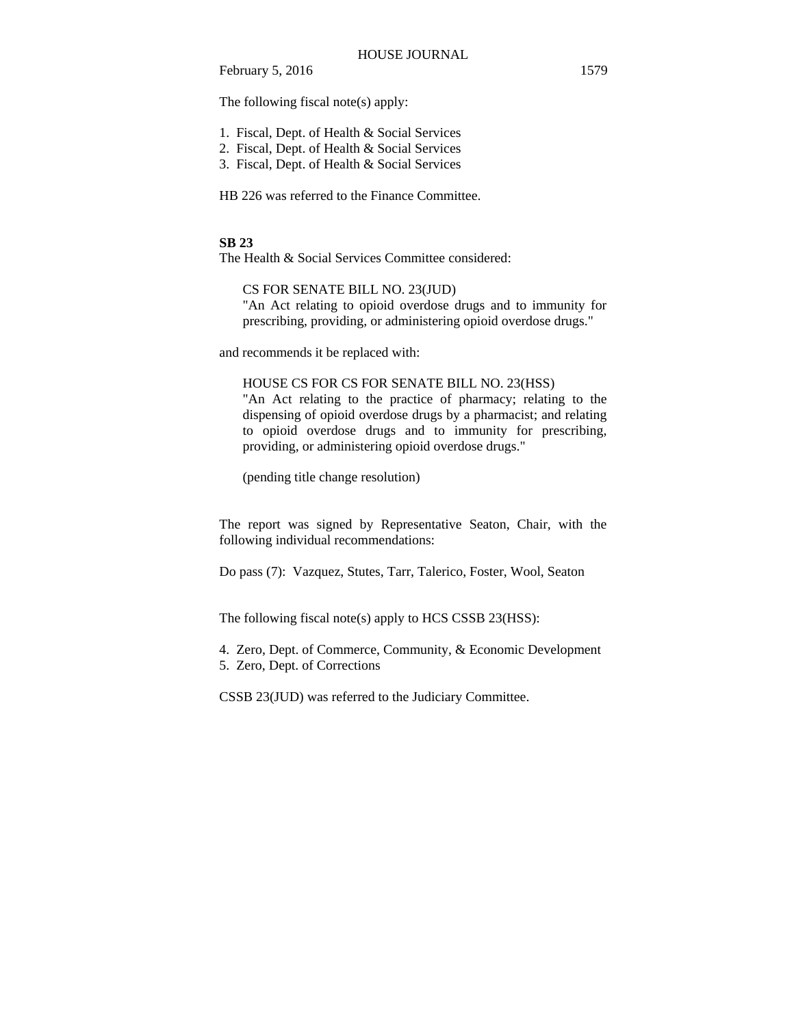The following fiscal note(s) apply:

1. Fiscal, Dept. of Health & Social Services
2. Fiscal, Dept. of Health & Social Services
3. Fiscal, Dept. of Health & Social Services

HB 226 was referred to the Finance Committee.

**SB 23**

The Health & Social Services Committee considered:

> CS FOR SENATE BILL NO. 23(JUD)
> "An Act relating to opioid overdose drugs and to immunity for prescribing, providing, or administering opioid overdose drugs."

and recommends it be replaced with:

> HOUSE CS FOR CS FOR SENATE BILL NO. 23(HSS)
> "An Act relating to the practice of pharmacy; relating to the dispensing of opioid overdose drugs by a pharmacist; and relating to opioid overdose drugs and to immunity for prescribing, providing, or administering opioid overdose drugs."
>
> (pending title change resolution)

The report was signed by Representative Seaton, Chair, with the following individual recommendations:

Do pass (7): Vazquez, Stutes, Tarr, Talerico, Foster, Wool, Seaton

The following fiscal note(s) apply to HCS CSSB 23(HSS):

4. Zero, Dept. of Commerce, Community, & Economic Development
5. Zero, Dept. of Corrections

CSSB 23(JUD) was referred to the Judiciary Committee.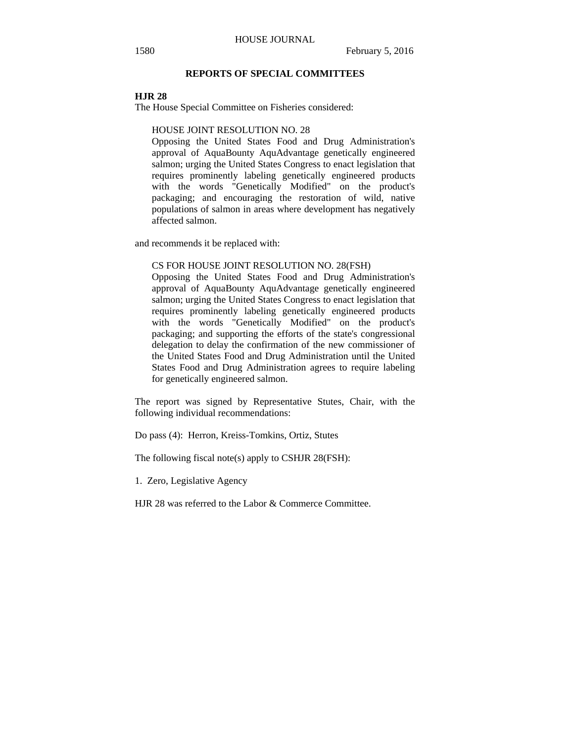## REPORTS OF SPECIAL COMMITTEES

**HJR 28**

The House Special Committee on Fisheries considered:

> HOUSE JOINT RESOLUTION NO. 28
> Opposing the United States Food and Drug Administration's approval of AquaBounty AquAdvantage genetically engineered salmon; urging the United States Congress to enact legislation that requires prominently labeling genetically engineered products with the words "Genetically Modified" on the product's packaging; and encouraging the restoration of wild, native populations of salmon in areas where development has negatively affected salmon.

and recommends it be replaced with:

> CS FOR HOUSE JOINT RESOLUTION NO. 28(FSH)
> Opposing the United States Food and Drug Administration's approval of AquaBounty AquAdvantage genetically engineered salmon; urging the United States Congress to enact legislation that requires prominently labeling genetically engineered products with the words "Genetically Modified" on the product's packaging; and supporting the efforts of the state's congressional delegation to delay the confirmation of the new commissioner of the United States Food and Drug Administration until the United States Food and Drug Administration agrees to require labeling for genetically engineered salmon.

The report was signed by Representative Stutes, Chair, with the following individual recommendations:

Do pass (4): Herron, Kreiss-Tomkins, Ortiz, Stutes

The following fiscal note(s) apply to CSHJR 28(FSH):

1. Zero, Legislative Agency

HJR 28 was referred to the Labor & Commerce Committee.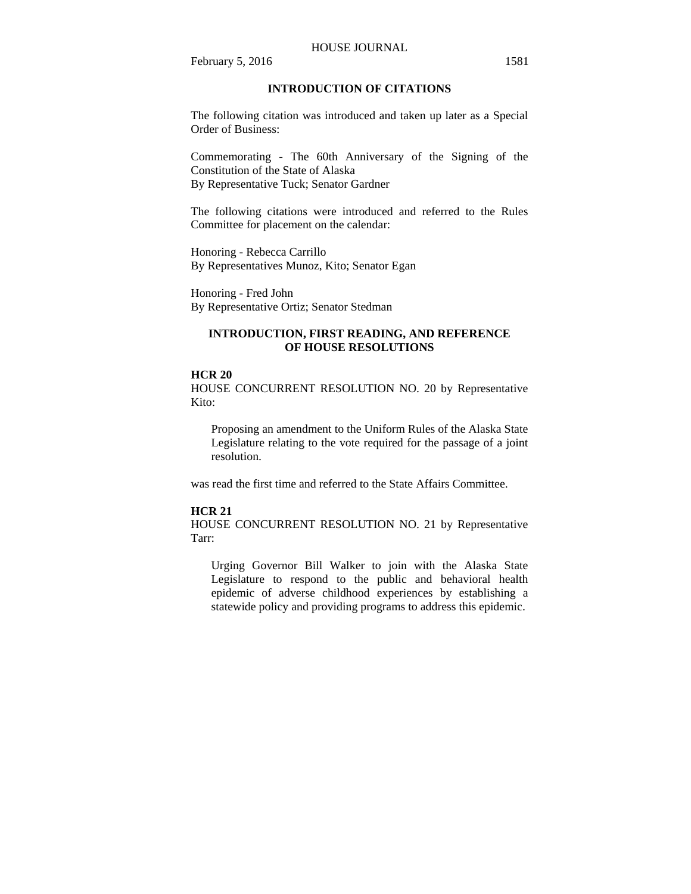## INTRODUCTION OF CITATIONS

The following citation was introduced and taken up later as a Special Order of Business:

Commemorating - The 60th Anniversary of the Signing of the Constitution of the State of Alaska
By Representative Tuck; Senator Gardner

The following citations were introduced and referred to the Rules Committee for placement on the calendar:

Honoring - Rebecca Carrillo
By Representatives Munoz, Kito; Senator Egan

Honoring - Fred John
By Representative Ortiz; Senator Stedman

## INTRODUCTION, FIRST READING, AND REFERENCE OF HOUSE RESOLUTIONS

**HCR 20**
HOUSE CONCURRENT RESOLUTION NO. 20 by Representative Kito:

> Proposing an amendment to the Uniform Rules of the Alaska State Legislature relating to the vote required for the passage of a joint resolution.

was read the first time and referred to the State Affairs Committee.

**HCR 21**
HOUSE CONCURRENT RESOLUTION NO. 21 by Representative Tarr:

> Urging Governor Bill Walker to join with the Alaska State Legislature to respond to the public and behavioral health epidemic of adverse childhood experiences by establishing a statewide policy and providing programs to address this epidemic.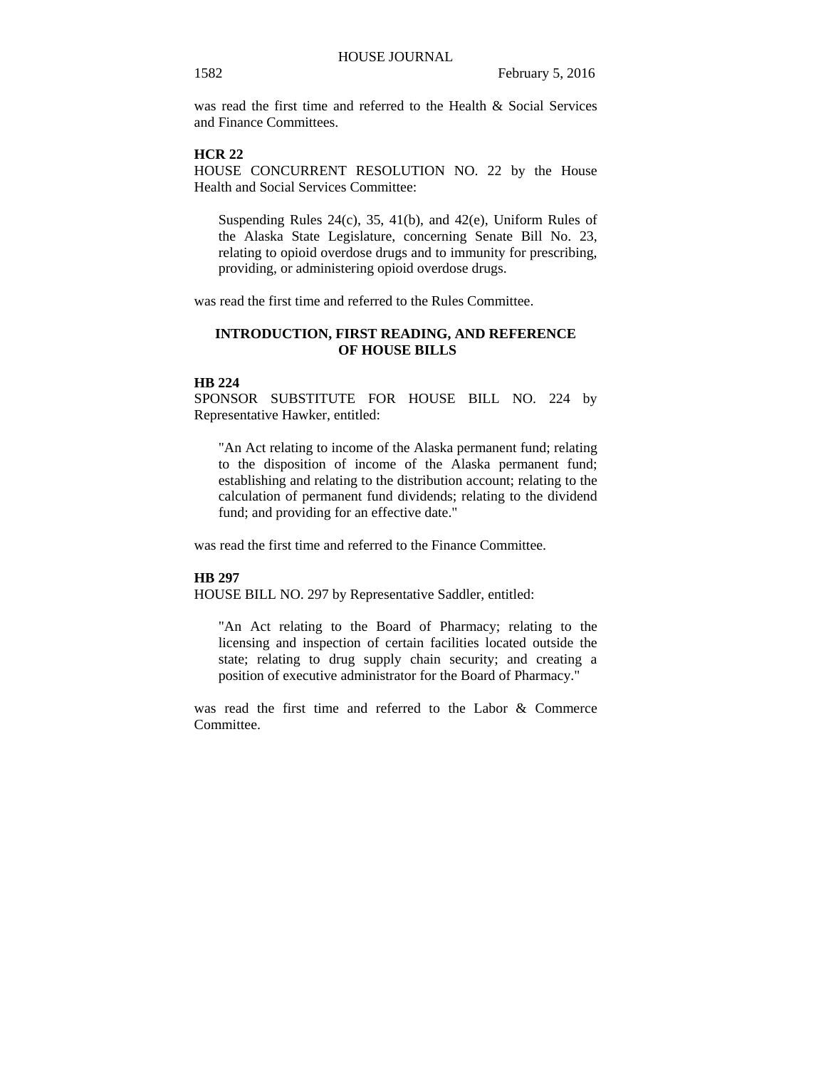was read the first time and referred to the Health & Social Services and Finance Committees.

**HCR 22**

HOUSE CONCURRENT RESOLUTION NO. 22 by the House Health and Social Services Committee:

> Suspending Rules 24(c), 35, 41(b), and 42(e), Uniform Rules of the Alaska State Legislature, concerning Senate Bill No. 23, relating to opioid overdose drugs and to immunity for prescribing, providing, or administering opioid overdose drugs.

was read the first time and referred to the Rules Committee.

## INTRODUCTION, FIRST READING, AND REFERENCE OF HOUSE BILLS

**HB 224**

SPONSOR SUBSTITUTE FOR HOUSE BILL NO. 224 by Representative Hawker, entitled:

> "An Act relating to income of the Alaska permanent fund; relating to the disposition of income of the Alaska permanent fund; establishing and relating to the distribution account; relating to the calculation of permanent fund dividends; relating to the dividend fund; and providing for an effective date."

was read the first time and referred to the Finance Committee.

**HB 297**

HOUSE BILL NO. 297 by Representative Saddler, entitled:

> "An Act relating to the Board of Pharmacy; relating to the licensing and inspection of certain facilities located outside the state; relating to drug supply chain security; and creating a position of executive administrator for the Board of Pharmacy."

was read the first time and referred to the Labor & Commerce Committee.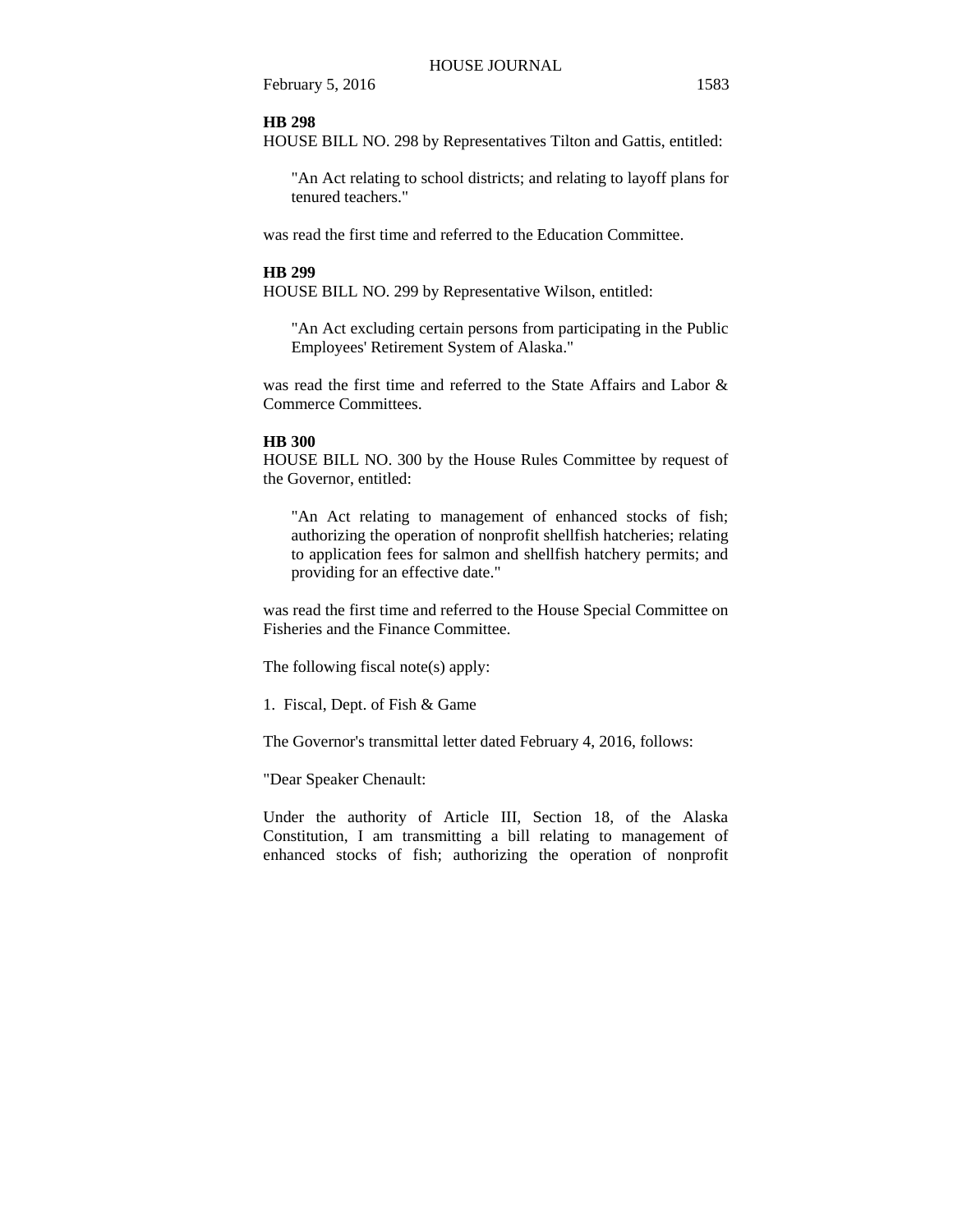**HB 298**

HOUSE BILL NO. 298 by Representatives Tilton and Gattis, entitled:

> "An Act relating to school districts; and relating to layoff plans for tenured teachers."

was read the first time and referred to the Education Committee.

**HB 299**

HOUSE BILL NO. 299 by Representative Wilson, entitled:

> "An Act excluding certain persons from participating in the Public Employees' Retirement System of Alaska."

was read the first time and referred to the State Affairs and Labor & Commerce Committees.

**HB 300**

HOUSE BILL NO. 300 by the House Rules Committee by request of the Governor, entitled:

> "An Act relating to management of enhanced stocks of fish; authorizing the operation of nonprofit shellfish hatcheries; relating to application fees for salmon and shellfish hatchery permits; and providing for an effective date."

was read the first time and referred to the House Special Committee on Fisheries and the Finance Committee.

The following fiscal note(s) apply:

1. Fiscal, Dept. of Fish & Game

The Governor's transmittal letter dated February 4, 2016, follows:

"Dear Speaker Chenault:

Under the authority of Article III, Section 18, of the Alaska Constitution, I am transmitting a bill relating to management of enhanced stocks of fish; authorizing the operation of nonprofit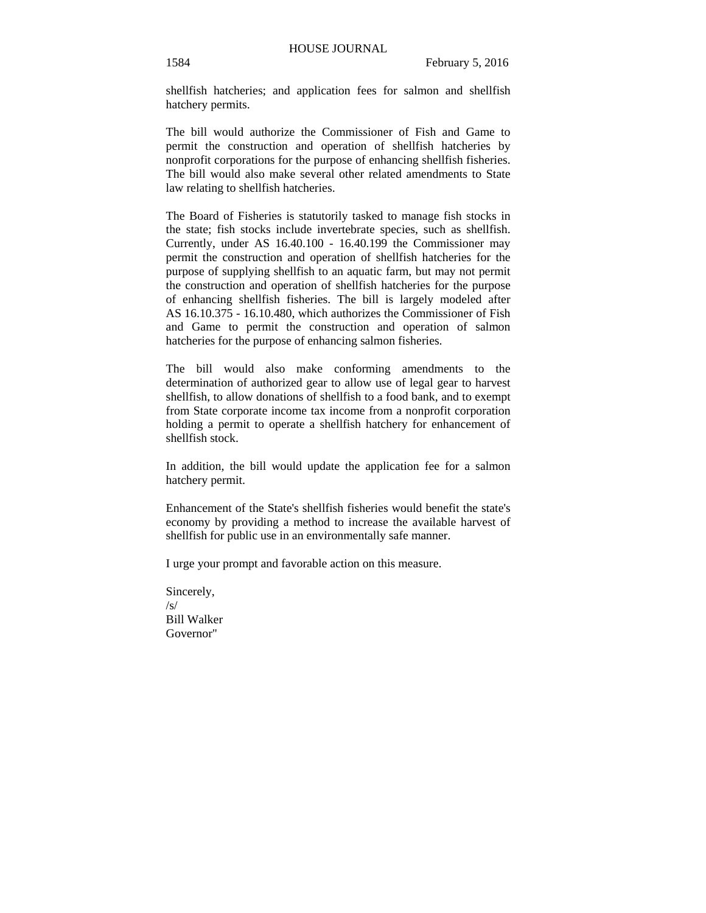shellfish hatcheries; and application fees for salmon and shellfish hatchery permits.

The bill would authorize the Commissioner of Fish and Game to permit the construction and operation of shellfish hatcheries by nonprofit corporations for the purpose of enhancing shellfish fisheries. The bill would also make several other related amendments to State law relating to shellfish hatcheries.

The Board of Fisheries is statutorily tasked to manage fish stocks in the state; fish stocks include invertebrate species, such as shellfish. Currently, under AS 16.40.100 - 16.40.199 the Commissioner may permit the construction and operation of shellfish hatcheries for the purpose of supplying shellfish to an aquatic farm, but may not permit the construction and operation of shellfish hatcheries for the purpose of enhancing shellfish fisheries. The bill is largely modeled after AS 16.10.375 - 16.10.480, which authorizes the Commissioner of Fish and Game to permit the construction and operation of salmon hatcheries for the purpose of enhancing salmon fisheries.

The bill would also make conforming amendments to the determination of authorized gear to allow use of legal gear to harvest shellfish, to allow donations of shellfish to a food bank, and to exempt from State corporate income tax income from a nonprofit corporation holding a permit to operate a shellfish hatchery for enhancement of shellfish stock.

In addition, the bill would update the application fee for a salmon hatchery permit.

Enhancement of the State's shellfish fisheries would benefit the state's economy by providing a method to increase the available harvest of shellfish for public use in an environmentally safe manner.

I urge your prompt and favorable action on this measure.

Sincerely,
/s/
Bill Walker
Governor"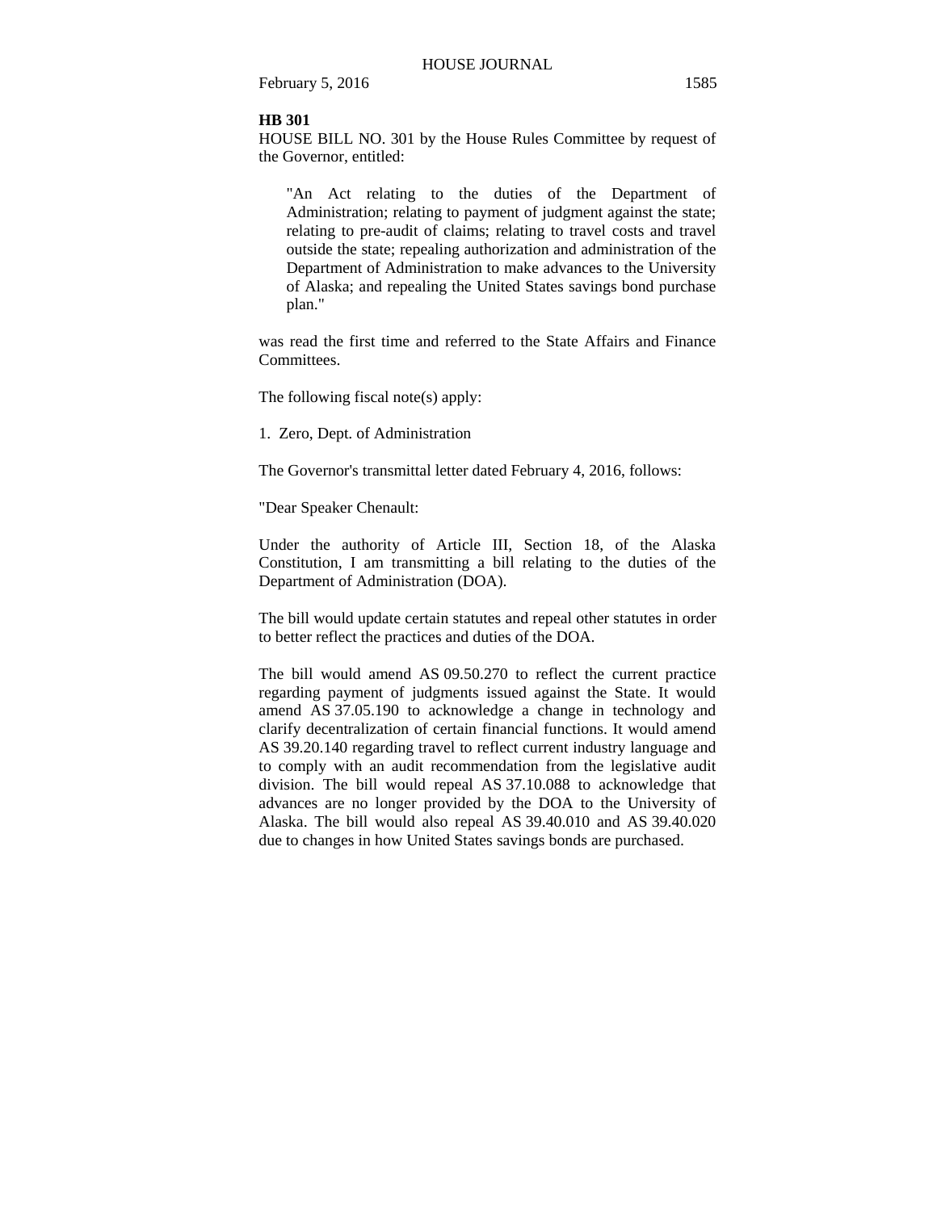**HB 301**

HOUSE BILL NO. 301 by the House Rules Committee by request of the Governor, entitled:

> "An Act relating to the duties of the Department of Administration; relating to payment of judgment against the state; relating to pre-audit of claims; relating to travel costs and travel outside the state; repealing authorization and administration of the Department of Administration to make advances to the University of Alaska; and repealing the United States savings bond purchase plan."

was read the first time and referred to the State Affairs and Finance Committees.

The following fiscal note(s) apply:

1. Zero, Dept. of Administration

The Governor's transmittal letter dated February 4, 2016, follows:

"Dear Speaker Chenault:

Under the authority of Article III, Section 18, of the Alaska Constitution, I am transmitting a bill relating to the duties of the Department of Administration (DOA).

The bill would update certain statutes and repeal other statutes in order to better reflect the practices and duties of the DOA.

The bill would amend AS 09.50.270 to reflect the current practice regarding payment of judgments issued against the State. It would amend AS 37.05.190 to acknowledge a change in technology and clarify decentralization of certain financial functions. It would amend AS 39.20.140 regarding travel to reflect current industry language and to comply with an audit recommendation from the legislative audit division. The bill would repeal AS 37.10.088 to acknowledge that advances are no longer provided by the DOA to the University of Alaska. The bill would also repeal AS 39.40.010 and AS 39.40.020 due to changes in how United States savings bonds are purchased.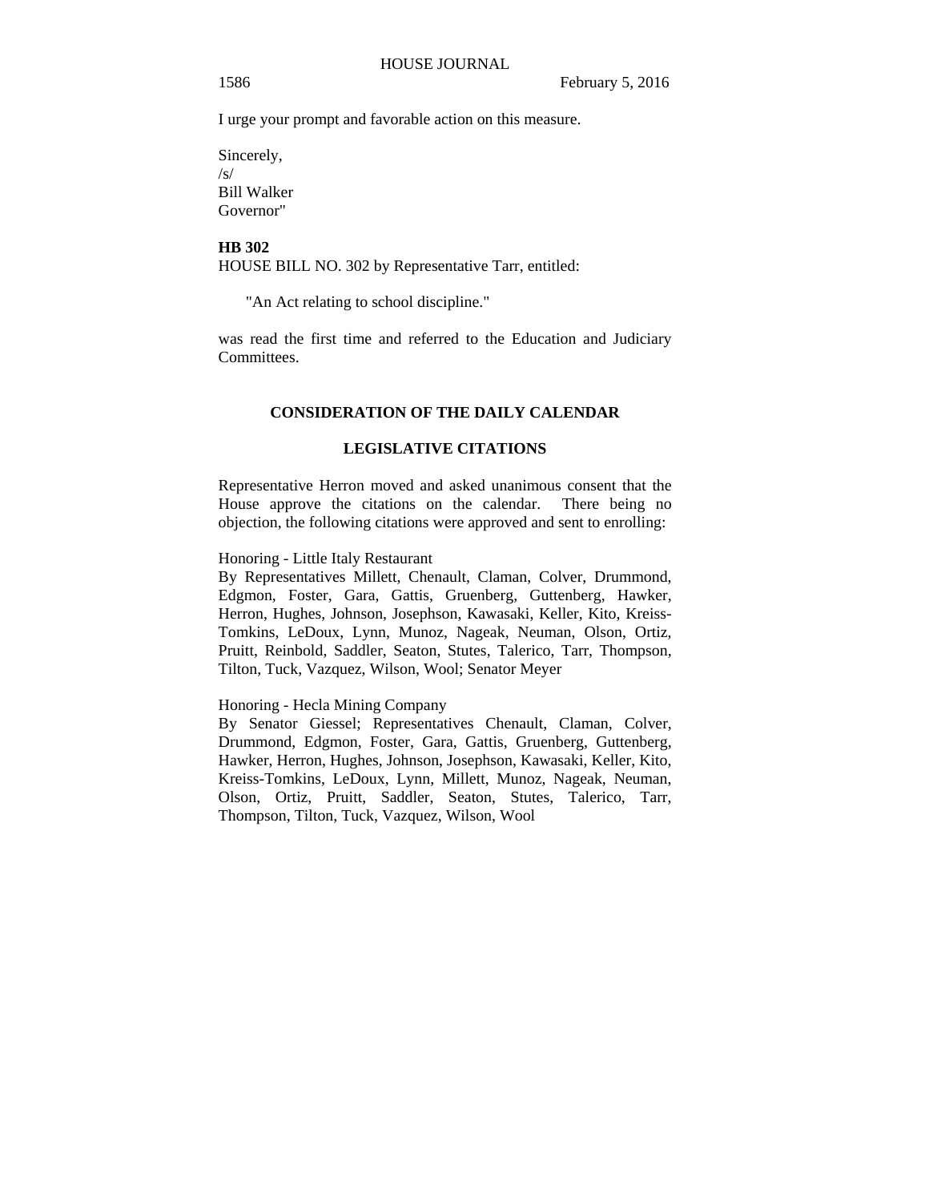I urge your prompt and favorable action on this measure.

Sincerely,
/s/
Bill Walker
Governor"

**HB 302**
HOUSE BILL NO. 302 by Representative Tarr, entitled:

"An Act relating to school discipline."

was read the first time and referred to the Education and Judiciary Committees.

## CONSIDERATION OF THE DAILY CALENDAR

## LEGISLATIVE CITATIONS

Representative Herron moved and asked unanimous consent that the House approve the citations on the calendar. There being no objection, the following citations were approved and sent to enrolling:

Honoring - Little Italy Restaurant
By Representatives Millett, Chenault, Claman, Colver, Drummond, Edgmon, Foster, Gara, Gattis, Gruenberg, Guttenberg, Hawker, Herron, Hughes, Johnson, Josephson, Kawasaki, Keller, Kito, Kreiss-Tomkins, LeDoux, Lynn, Munoz, Nageak, Neuman, Olson, Ortiz, Pruitt, Reinbold, Saddler, Seaton, Stutes, Talerico, Tarr, Thompson, Tilton, Tuck, Vazquez, Wilson, Wool; Senator Meyer

Honoring - Hecla Mining Company
By Senator Giessel; Representatives Chenault, Claman, Colver, Drummond, Edgmon, Foster, Gara, Gattis, Gruenberg, Guttenberg, Hawker, Herron, Hughes, Johnson, Josephson, Kawasaki, Keller, Kito, Kreiss-Tomkins, LeDoux, Lynn, Millett, Munoz, Nageak, Neuman, Olson, Ortiz, Pruitt, Saddler, Seaton, Stutes, Talerico, Tarr, Thompson, Tilton, Tuck, Vazquez, Wilson, Wool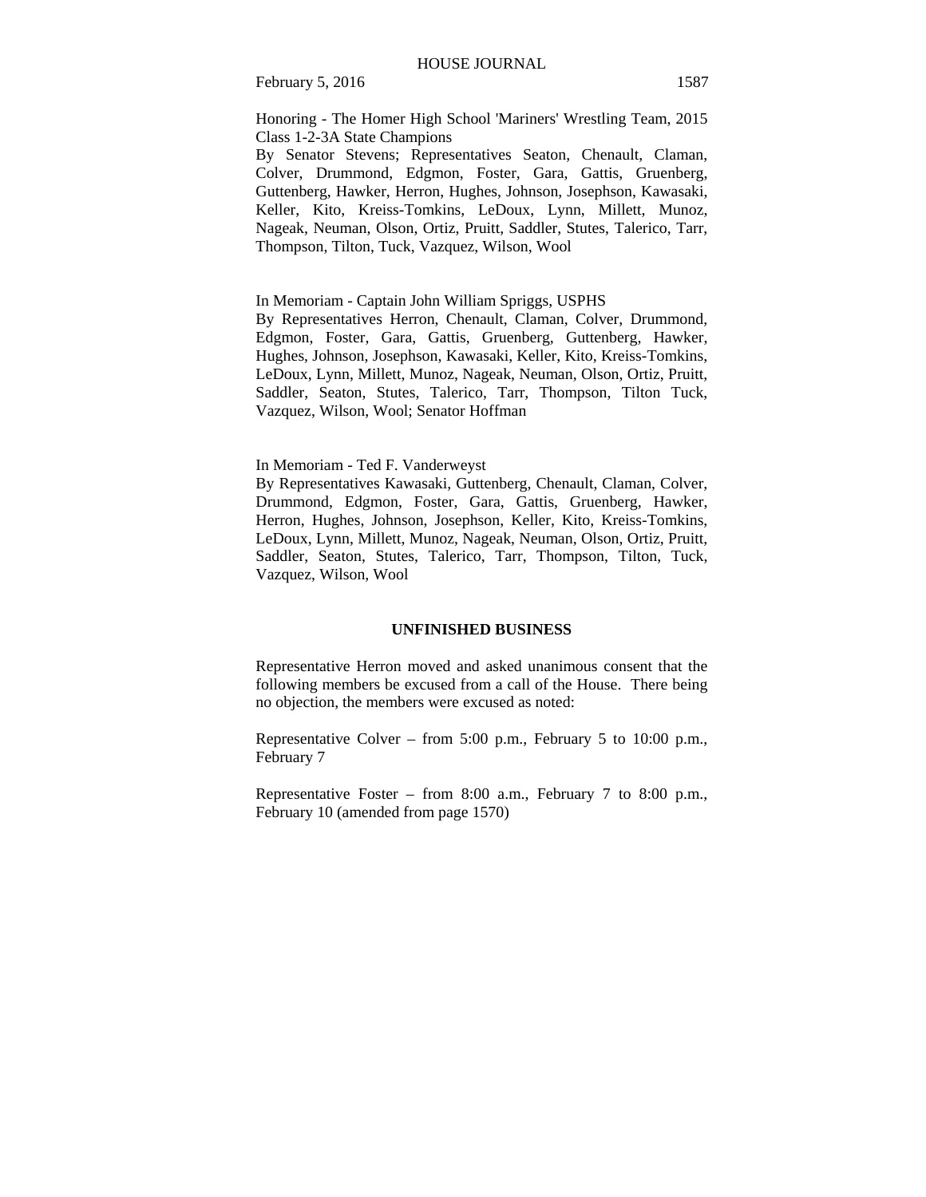Honoring - The Homer High School 'Mariners' Wrestling Team, 2015 Class 1-2-3A State Champions
By Senator Stevens; Representatives Seaton, Chenault, Claman, Colver, Drummond, Edgmon, Foster, Gara, Gattis, Gruenberg, Guttenberg, Hawker, Herron, Hughes, Johnson, Josephson, Kawasaki, Keller, Kito, Kreiss-Tomkins, LeDoux, Lynn, Millett, Munoz, Nageak, Neuman, Olson, Ortiz, Pruitt, Saddler, Stutes, Talerico, Tarr, Thompson, Tilton, Tuck, Vazquez, Wilson, Wool

In Memoriam - Captain John William Spriggs, USPHS
By Representatives Herron, Chenault, Claman, Colver, Drummond, Edgmon, Foster, Gara, Gattis, Gruenberg, Guttenberg, Hawker, Hughes, Johnson, Josephson, Kawasaki, Keller, Kito, Kreiss-Tomkins, LeDoux, Lynn, Millett, Munoz, Nageak, Neuman, Olson, Ortiz, Pruitt, Saddler, Seaton, Stutes, Talerico, Tarr, Thompson, Tilton Tuck, Vazquez, Wilson, Wool; Senator Hoffman

In Memoriam - Ted F. Vanderweyst
By Representatives Kawasaki, Guttenberg, Chenault, Claman, Colver, Drummond, Edgmon, Foster, Gara, Gattis, Gruenberg, Hawker, Herron, Hughes, Johnson, Josephson, Keller, Kito, Kreiss-Tomkins, LeDoux, Lynn, Millett, Munoz, Nageak, Neuman, Olson, Ortiz, Pruitt, Saddler, Seaton, Stutes, Talerico, Tarr, Thompson, Tilton, Tuck, Vazquez, Wilson, Wool

## UNFINISHED BUSINESS

Representative Herron moved and asked unanimous consent that the following members be excused from a call of the House. There being no objection, the members were excused as noted:

Representative Colver – from 5:00 p.m., February 5 to 10:00 p.m., February 7

Representative Foster – from 8:00 a.m., February 7 to 8:00 p.m., February 10 (amended from page 1570)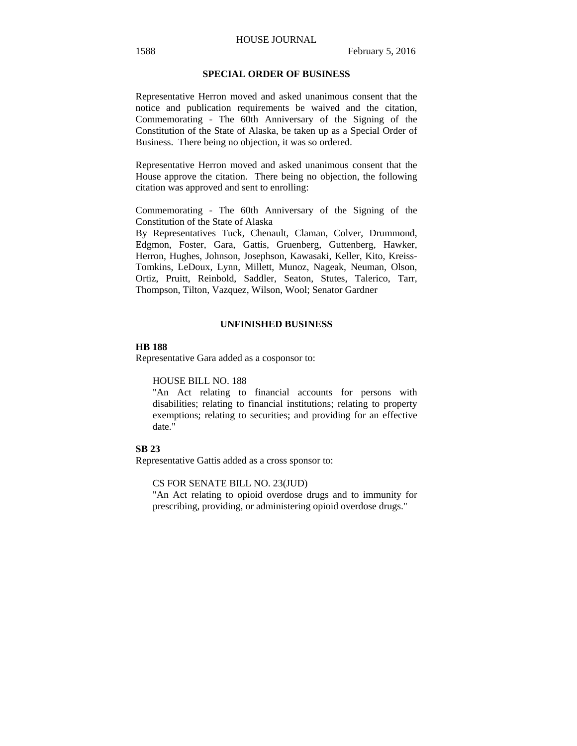## SPECIAL ORDER OF BUSINESS

Representative Herron moved and asked unanimous consent that the notice and publication requirements be waived and the citation, Commemorating - The 60th Anniversary of the Signing of the Constitution of the State of Alaska, be taken up as a Special Order of Business. There being no objection, it was so ordered.

Representative Herron moved and asked unanimous consent that the House approve the citation. There being no objection, the following citation was approved and sent to enrolling:

Commemorating - The 60th Anniversary of the Signing of the Constitution of the State of Alaska
By Representatives Tuck, Chenault, Claman, Colver, Drummond, Edgmon, Foster, Gara, Gattis, Gruenberg, Guttenberg, Hawker, Herron, Hughes, Johnson, Josephson, Kawasaki, Keller, Kito, Kreiss-Tomkins, LeDoux, Lynn, Millett, Munoz, Nageak, Neuman, Olson, Ortiz, Pruitt, Reinbold, Saddler, Seaton, Stutes, Talerico, Tarr, Thompson, Tilton, Vazquez, Wilson, Wool; Senator Gardner

## UNFINISHED BUSINESS

**HB 188**
Representative Gara added as a cosponsor to:

HOUSE BILL NO. 188
"An Act relating to financial accounts for persons with disabilities; relating to financial institutions; relating to property exemptions; relating to securities; and providing for an effective date."

**SB 23**
Representative Gattis added as a cross sponsor to:

CS FOR SENATE BILL NO. 23(JUD)
"An Act relating to opioid overdose drugs and to immunity for prescribing, providing, or administering opioid overdose drugs."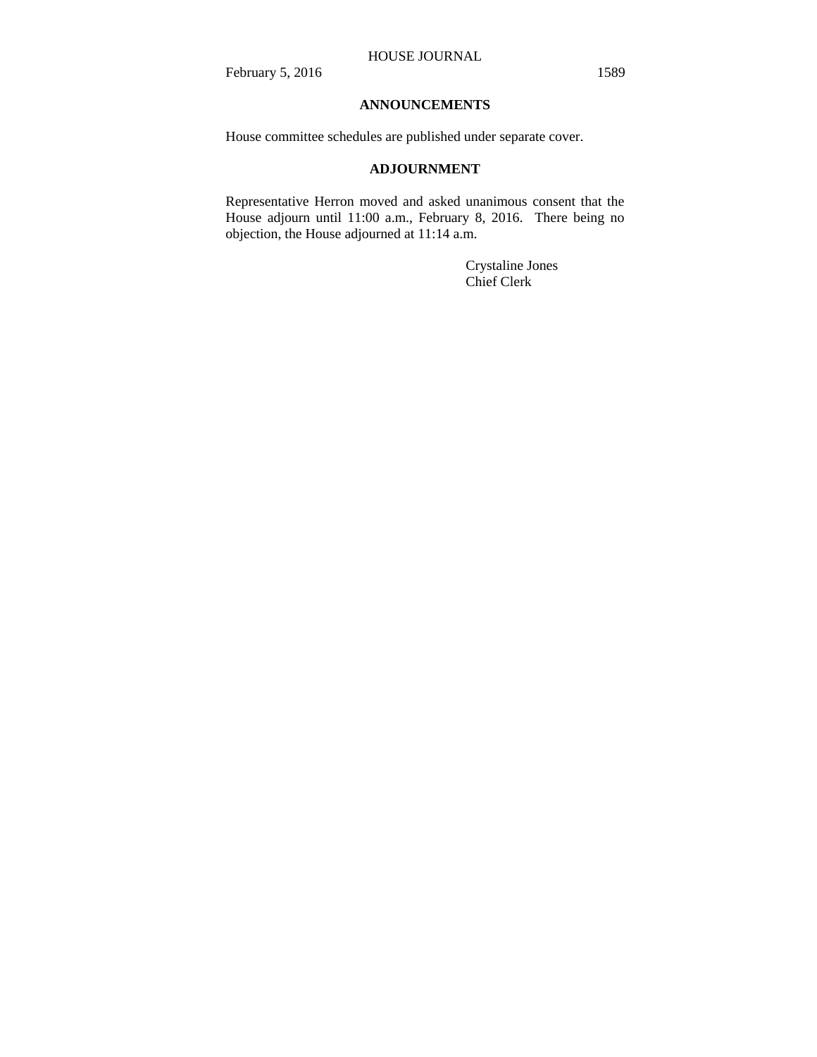## ANNOUNCEMENTS

House committee schedules are published under separate cover.

## ADJOURNMENT

Representative Herron moved and asked unanimous consent that the House adjourn until 11:00 a.m., February 8, 2016. There being no objection, the House adjourned at 11:14 a.m.

Crystaline Jones
Chief Clerk